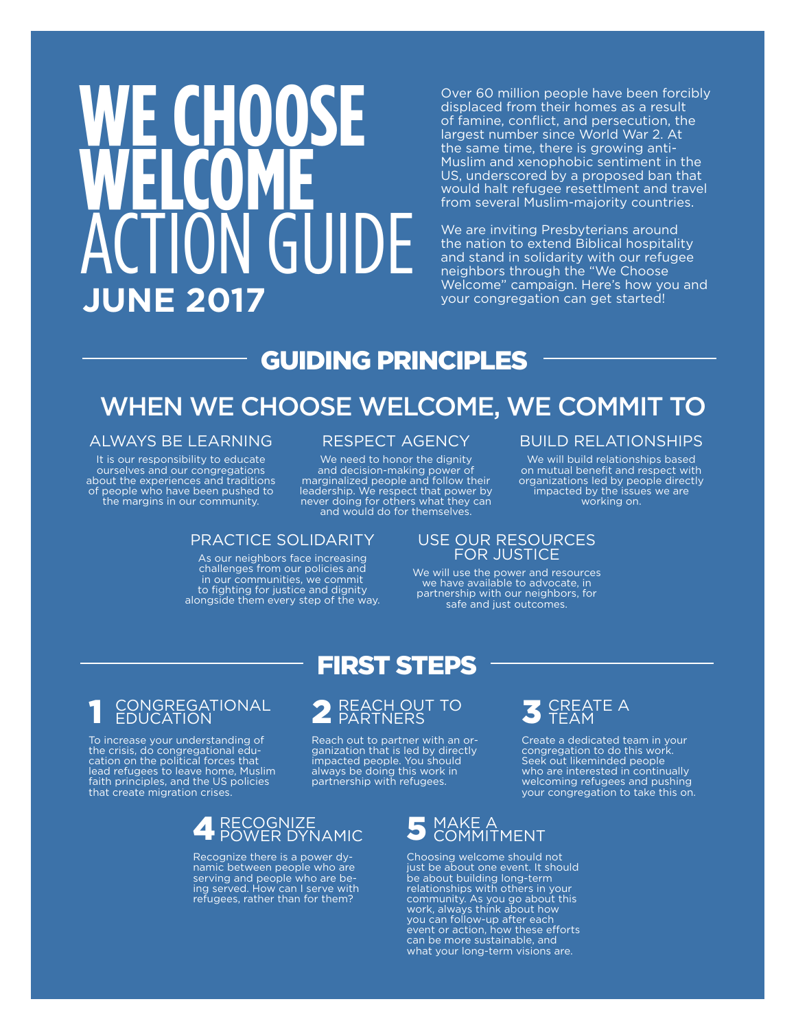# WE CHOOSE WELCOME ACTION GUIDE

**JUNE 2017**

Over 60 million people have been forcibly displaced from their homes as a result of famine, conflict, and persecution, the largest number since World War 2. At the same time, there is growing anti-Muslim and xenophobic sentiment in the US, underscored by a proposed ban that would halt refugee resettlment and travel from several Muslim-majority countries.

We are inviting Presbyterians around the nation to extend Biblical hospitality and stand in solidarity with our refugee neighbors through the "We Choose Welcome" campaign. Here's how you and your congregation can get started!

## GUIDING PRINCIPLES

### WHEN WE CHOOSE WELCOME, WE COMMIT TO

#### ALWAYS BE LEARNING

It is our responsibility to educate ourselves and our congregations about the experiences and traditions of people who have been pushed to the margins in our community.

#### RESPECT AGENCY

We need to honor the dignity and decision-making power of marginalized people and follow their leadership. We respect that power by never doing for others what they can and would do for themselves.

#### BUILD RELATIONSHIPS

We will build relationships based on mutual benefit and respect with organizations led by people directly impacted by the issues we are working on.

#### PRACTICE SOLIDARITY

As our neighbors face increasing challenges from our policies and in our communities, we commit to fighting for justice and dignity alongside them every step of the way.

#### USE OUR RESOURCES FOR JUSTICE

We will use the power and resources we have available to advocate, in partnership with our neighbors, for safe and just outcomes.

## FIRST STEPS

### 1 CONGREGATIONAL EDUCATION

To increase your understanding of the crisis, do congregational education on the political forces that lead refugees to leave home, Muslim faith principles, and the US policies that create migration crises.

### 2 REACH OUT TO PARTNERS

Reach out to partner with an organization that is led by directly impacted people. You should always be doing this work in partnership with refugees.

### 3 CREATE A TEAM

Create a dedicated team in your congregation to do this work. Seek out likeminded people who are interested in continually welcoming refugees and pushing your congregation to take this on.

### 4 RECOGNIZE POWER DYNAMIC

Recognize there is a power dynamic between people who are serving and people who are being served. How can I serve with refugees, rather than for them?

### 5 MAKE A COMMITMENT

Choosing welcome should not just be about one event. It should be about building long-term relationships with others in your community. As you go about this work, always think about how you can follow-up after each event or action, how these efforts can be more sustainable, and what your long-term visions are.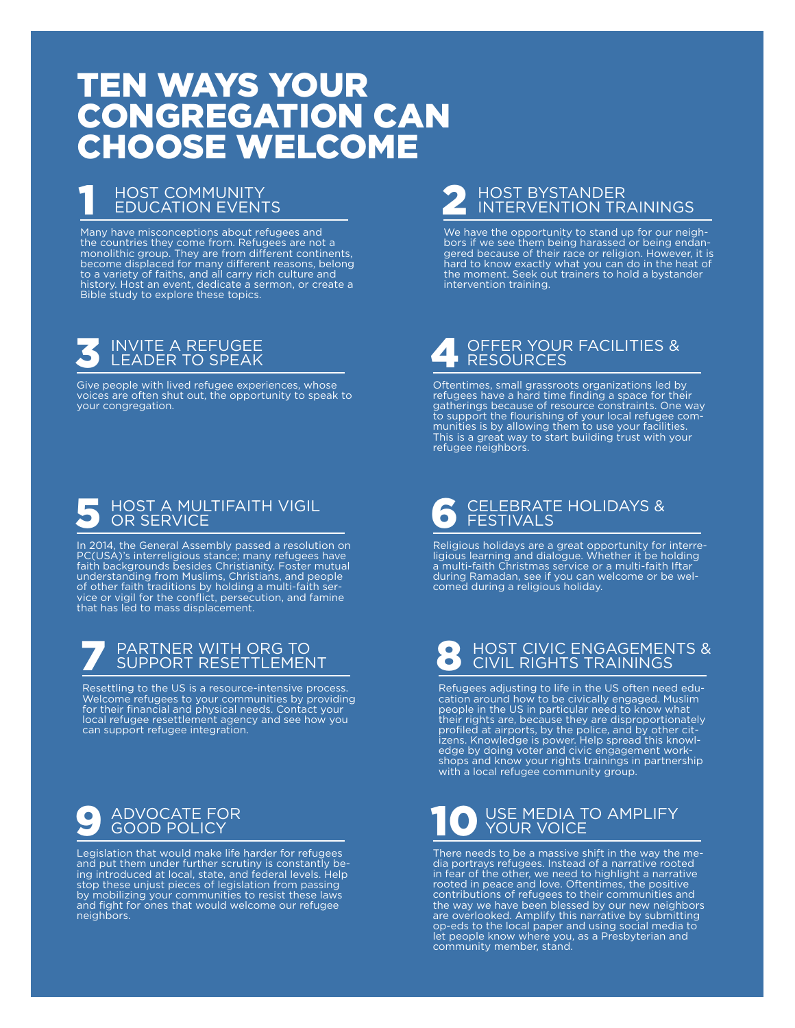# TEN WAYS YOUR CONGREGATION CAN CHOOSE WELCOME

## 1 HOST COMMUNITY EDUCATION EVENTS

Many have misconceptions about refugees and the countries they come from. Refugees are not a monolithic group. They are from different continents, become displaced for many different reasons, belong to a variety of faiths, and all carry rich culture and history. Host an event, dedicate a sermon, or create a Bible study to explore these topics.

## 2 HOST BYSTANDER INTERVENTION TRAININGS

We have the opportunity to stand up for our neighbors if we see them being harassed or being endangered because of their race or religion. However, it is hard to know exactly what you can do in the heat of the moment. Seek out trainers to hold a bystander intervention training.

## 3 INVITE A REFUGEE LEADER TO SPEAK

Give people with lived refugee experiences, whose voices are often shut out, the opportunity to speak to your congregation.

## 4 OFFER YOUR FACILITIES & RESOURCES

Oftentimes, small grassroots organizations led by refugees have a hard time finding a space for their gatherings because of resource constraints. One way to support the flourishing of your local refugee communities is by allowing them to use your facilities. This is a great way to start building trust with your refugee neighbors.

## 5 HOST A MULTIFAITH VIGIL OR SERVICE

In 2014, the General Assembly passed a resolution on PC(USA)'s interreligious stance; many refugees have faith backgrounds besides Christianity. Foster mutual understanding from Muslims, Christians, and people of other faith traditions by holding a multi-faith service or vigil for the conflict, persecution, and famine that has led to mass displacement.

## 6 CELEBRATE HOLIDAYS & FESTIVALS

Religious holidays are a great opportunity for interreligious learning and dialogue. Whether it be holding a multi-faith Christmas service or a multi-faith Iftar during Ramadan, see if you can welcome or be welcomed during a religious holiday.

## 7 PARTNER WITH ORG TO SUPPORT RESETTLEMENT

Resettling to the US is a resource-intensive process. Welcome refugees to your communities by providing for their financial and physical needs. Contact your local refugee resettlement agency and see how you can support refugee integration.

## 8 HOST CIVIC ENGAGEMENTS & CIVIL RIGHTS TRAININGS

Refugees adjusting to life in the US often need education around how to be civically engaged. Muslim people in the US in particular need to know what their rights are, because they are disproportionately profiled at airports, by the police, and by other citizens. Knowledge is power. Help spread this knowledge by doing voter and civic engagement workshops and know your rights trainings in partnership with a local refugee community group.

## 9 ADVOCATE FOR GOOD POLICY

Legislation that would make life harder for refugees and put them under further scrutiny is constantly being introduced at local, state, and federal levels. Help stop these unjust pieces of legislation from passing by mobilizing your communities to resist these laws and fight for ones that would welcome our refugee neighbors.

## 10 USE MEDIA TO AMPLIFY YOUR VOICE

There needs to be a massive shift in the way the media portrays refugees. Instead of a narrative rooted in fear of the other, we need to highlight a narrative rooted in peace and love. Oftentimes, the positive contributions of refugees to their communities and the way we have been blessed by our new neighbors are overlooked. Amplify this narrative by submitting op-eds to the local paper and using social media to let people know where you, as a Presbyterian and community member, stand.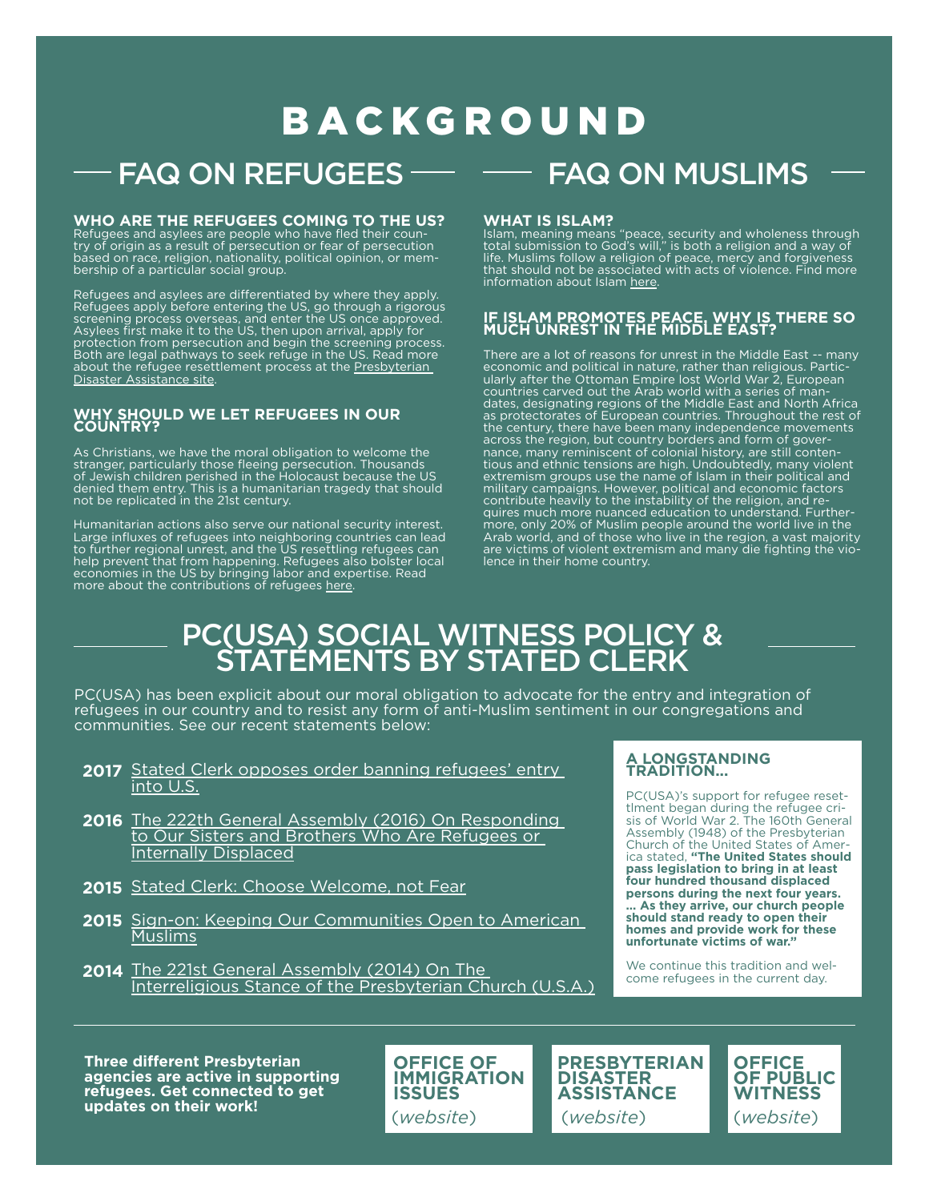# BACKGROUND

## FAQ ON REFUGEES

### WHO ARE THE REFUGEES COMING TO THE US?

Refugees and asylees are people who have fled their country of origin as a result of persecution or fear of persecution based on race, religion, nationality, political opinion, or membership of a particular social group.

Refugees and asylees are differentiated by where they apply. Refugees apply before entering the US, go through a rigorous screening process overseas, and enter the US once approved. Asylees first make it to the US, then upon arrival, apply for protection from persecution and begin the screening process. Both are legal pathways to seek refuge in the US. Read more about the refugee resettlement process at the Presbyterian Disaster Assistance site.

### WHY SHOULD WE LET REFUGEES IN OUR COUNTRY?

As Christians, we have the moral obligation to welcome the stranger, particularly those fleeing persecution. Thousands of Jewish children perished in the Holocaust because the US denied them entry. This is a humanitarian tragedy that should not be replicated in the 21st century.

Humanitarian actions also serve our national security interest. Large influxes of refugees into neighboring countries can lead to further regional unrest, and the US resettling refugees can help prevent that from happening. Refugees also bolster local economies in the US by bringing labor and expertise. Read more about the contributions of refugees here.

## FAQ ON MUSLIMS

### WHAT IS ISLAM?

Islam, meaning means "peace, security and wholeness through total submission to God's will," is both a religion and a way of life. Muslims follow a religion of peace, mercy and forgiveness that should not be associated with acts of violence. Find more information about Islam here.

### IF ISLAM PROMOTES PEACE, WHY IS THERE SO MUCH UNREST IN THE MIDDLE EAST?

There are a lot of reasons for unrest in the Middle East -- many economic and political in nature, rather than religious. Particularly after the Ottoman Empire lost World War 2, European countries carved out the Arab world with a series of mandates, designating regions of the Middle East and North Africa as protectorates of European countries. Throughout the rest of the century, there have been many independence movements across the region, but country borders and form of governance, many reminiscent of colonial history, are still contentious and ethnic tensions are high. Undoubtedly, many violent extremism groups use the name of Islam in their political and military campaigns. However, political and economic factors contribute heavily to the instability of the religion, and requires much more nuanced education to understand. Furthermore, only 20% of Muslim people around the world live in the Arab world, and of those who live in the region, a vast majority are victims of violent extremism and many die fighting the violence in their home country.

## PC(USA) SOCIAL WITNESS POLICY & STATEMENTS BY STATED CLERK

PC(USA) has been explicit about our moral obligation to advocate for the entry and integration of refugees in our country and to resist any form of anti-Muslim sentiment in our congregations and communities. See our recent statements below:

- **2017** Stated Clerk opposes order banning refugees' entry into U.S.
- **2016** The 222th General Assembly (2016) On Responding to Our Sisters and Brothers Who Are Refugees or Internally Displaced
- **2015** Stated Clerk: Choose Welcome, not Fear
- **2015** Sign-on: Keeping Our Communities Open to American Muslims
- **2014** The 221st General Assembly (2014) On The Interreligious Stance of the Presbyterian Church (U.S.A.)

### A LONGSTANDING TRADITION...

PC(USA)'s support for refugee resettlment began during the refugee crisis of World War 2. The 160th General Assembly (1948) of the Presbyterian Church of the United States of America stated, **"The United States should pass legislation to bring in at least four hundred thousand displaced persons during the next four years. ... As they arrive, our church people should stand ready to open their homes and provide work for these unfortunate victims of war."**

We continue this tradition and welcome refugees in the current day.

**Three different Presbyterian agencies are active in supporting refugees. Get connected to get updates on their work!**

**OFFICE OF IMMIGRATION ISSUES** (*website*)

**PRESBYTERIAN DISASTER ASSISTANCE** (*website*)

**OFFICE OF PUBLIC WITNESS** (*website*)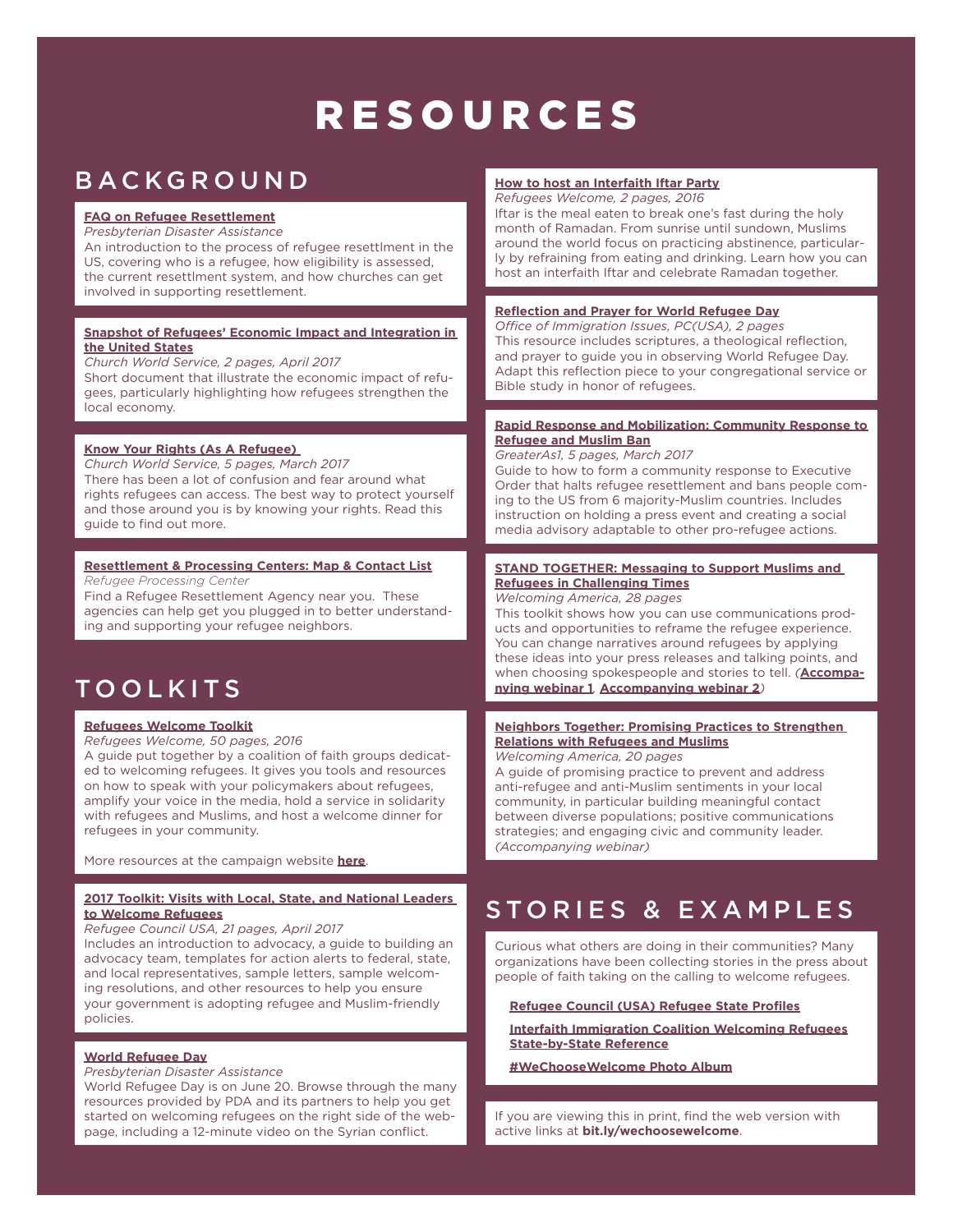# RESOURCES

## BACKGROUND

**FAQ on Refugee Resettlement**
*Presbyterian Disaster Assistance*
An introduction to the process of refugee resettlment in the US, covering who is a refugee, how eligibility is assessed, the current resettlment system, and how churches can get involved in supporting resettlement.

**Snapshot of Refugees' Economic Impact and Integration in the United States**
*Church World Service, 2 pages, April 2017*
Short document that illustrate the economic impact of refugees, particularly highlighting how refugees strengthen the local economy.

**Know Your Rights (As A Refugee)**
*Church World Service, 5 pages, March 2017*
There has been a lot of confusion and fear around what rights refugees can access. The best way to protect yourself and those around you is by knowing your rights. Read this guide to find out more.

**Resettlement & Processing Centers: Map & Contact List**
*Refugee Processing Center*
Find a Refugee Resettlement Agency near you. These agencies can help get you plugged in to better understanding and supporting your refugee neighbors.

## TOOLKITS

**Refugees Welcome Toolkit**
*Refugees Welcome, 50 pages, 2016*
A guide put together by a coalition of faith groups dedicated to welcoming refugees. It gives you tools and resources on how to speak with your policymakers about refugees, amplify your voice in the media, hold a service in solidarity with refugees and Muslims, and host a welcome dinner for refugees in your community.

More resources at the campaign website **here**.

**2017 Toolkit: Visits with Local, State, and National Leaders to Welcome Refugees**
*Refugee Council USA, 21 pages, April 2017*
Includes an introduction to advocacy, a guide to building an advocacy team, templates for action alerts to federal, state, and local representatives, sample letters, sample welcoming resolutions, and other resources to help you ensure your government is adopting refugee and Muslim-friendly policies.

**World Refugee Day**
*Presbyterian Disaster Assistance*
World Refugee Day is on June 20. Browse through the many resources provided by PDA and its partners to help you get started on welcoming refugees on the right side of the webpage, including a 12-minute video on the Syrian conflict.

**How to host an Interfaith Iftar Party**
*Refugees Welcome, 2 pages, 2016*
Iftar is the meal eaten to break one's fast during the holy month of Ramadan. From sunrise until sundown, Muslims around the world focus on practicing abstinence, particularly by refraining from eating and drinking. Learn how you can host an interfaith Iftar and celebrate Ramadan together.

**Reflection and Prayer for World Refugee Day**
*Office of Immigration Issues, PC(USA), 2 pages*
This resource includes scriptures, a theological reflection, and prayer to guide you in observing World Refugee Day. Adapt this reflection piece to your congregational service or Bible study in honor of refugees.

**Rapid Response and Mobilization: Community Response to Refugee and Muslim Ban**
*GreaterAs1, 5 pages, March 2017*
Guide to how to form a community response to Executive Order that halts refugee resettlement and bans people coming to the US from 6 majority-Muslim countries. Includes instruction on holding a press event and creating a social media advisory adaptable to other pro-refugee actions.

**STAND TOGETHER: Messaging to Support Muslims and Refugees in Challenging Times**
*Welcoming America, 28 pages*
This toolkit shows how you can use communications products and opportunities to reframe the refugee experience. You can change narratives around refugees by applying these ideas into your press releases and talking points, and when choosing spokespeople and stories to tell. (**Accompanying webinar 1**, **Accompanying webinar 2**)

**Neighbors Together: Promising Practices to Strengthen Relations with Refugees and Muslims**
*Welcoming America, 20 pages*
A guide of promising practice to prevent and address anti-refugee and anti-Muslim sentiments in your local community, in particular building meaningful contact between diverse populations; positive communications strategies; and engaging civic and community leader. *(Accompanying webinar)*

## STORIES & EXAMPLES

Curious what others are doing in their communities? Many organizations have been collecting stories in the press about people of faith taking on the calling to welcome refugees.

**Refugee Council (USA) Refugee State Profiles**

**Interfaith Immigration Coalition Welcoming Refugees State-by-State Reference**

**#WeChooseWelcome Photo Album**

If you are viewing this in print, find the web version with active links at **bit.ly/wechoosewelcome**.